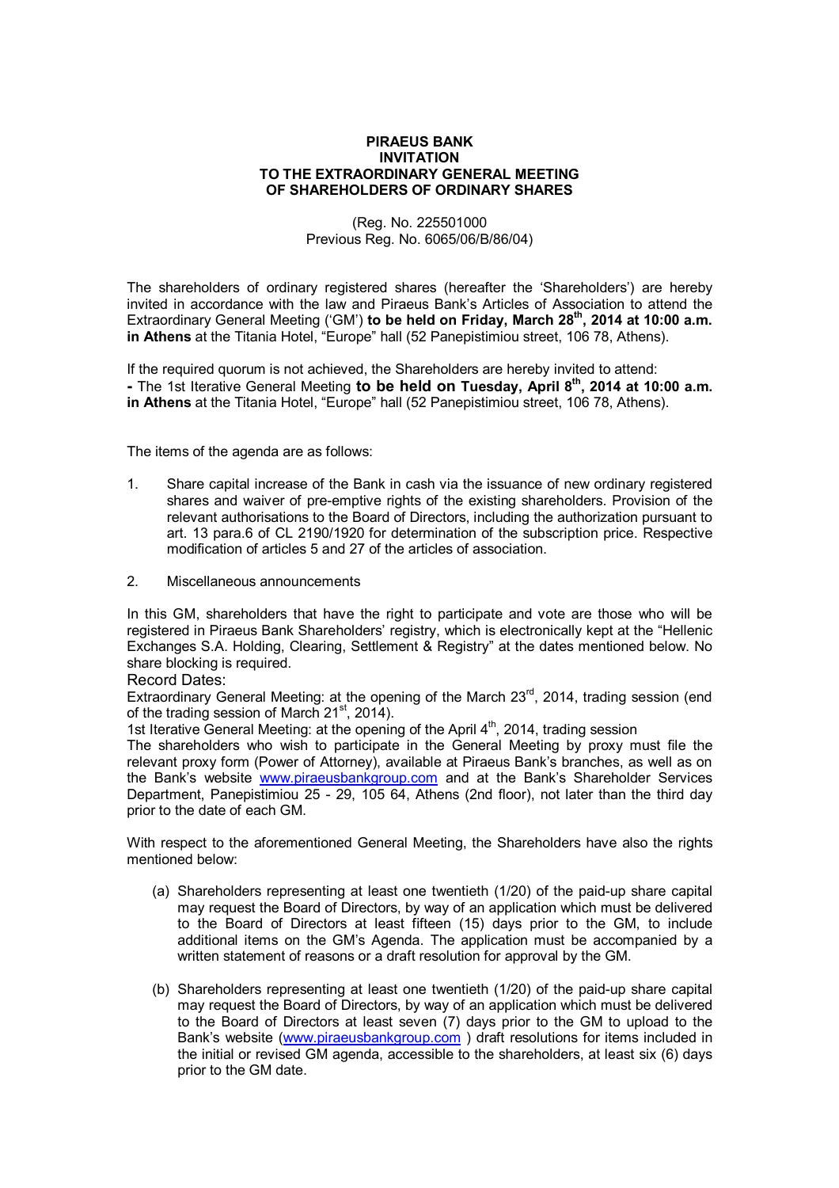**PIRAEUS BANK**
**INVITATION**
**TO THE EXTRAORDINARY GENERAL MEETING**
**OF SHAREHOLDERS OF ORDINARY SHARES**

(Reg. No. 225501000
Previous Reg. No. 6065/06/B/86/04)

The shareholders of ordinary registered shares (hereafter the 'Shareholders') are hereby invited in accordance with the law and Piraeus Bank's Articles of Association to attend the Extraordinary General Meeting ('GM') **to be held on Friday, March 28th, 2014 at 10:00 a.m. in Athens** at the Titania Hotel, "Europe" hall (52 Panepistimiou street, 106 78, Athens).

If the required quorum is not achieved, the Shareholders are hereby invited to attend:
**-** The 1st Iterative General Meeting **to be held on Tuesday, April 8th, 2014 at 10:00 a.m. in Athens** at the Titania Hotel, "Europe" hall (52 Panepistimiou street, 106 78, Athens).

The items of the agenda are as follows:

1. Share capital increase of the Bank in cash via the issuance of new ordinary registered shares and waiver of pre-emptive rights of the existing shareholders. Provision of the relevant authorisations to the Board of Directors, including the authorization pursuant to art. 13 para.6 of CL 2190/1920 for determination of the subscription price. Respective modification of articles 5 and 27 of the articles of association.

2. Miscellaneous announcements

In this GM, shareholders that have the right to participate and vote are those who will be registered in Piraeus Bank Shareholders' registry, which is electronically kept at the "Hellenic Exchanges S.A. Holding, Clearing, Settlement & Registry" at the dates mentioned below. No share blocking is required.

Record Dates:
Extraordinary General Meeting: at the opening of the March 23rd, 2014, trading session (end of the trading session of March 21st, 2014).
1st Iterative General Meeting: at the opening of the April 4th, 2014, trading session
The shareholders who wish to participate in the General Meeting by proxy must file the relevant proxy form (Power of Attorney), available at Piraeus Bank's branches, as well as on the Bank's website www.piraeusbankgroup.com and at the Bank's Shareholder Services Department, Panepistimiou 25 - 29, 105 64, Athens (2nd floor), not later than the third day prior to the date of each GM.

With respect to the aforementioned General Meeting, the Shareholders have also the rights mentioned below:

(a) Shareholders representing at least one twentieth (1/20) of the paid-up share capital may request the Board of Directors, by way of an application which must be delivered to the Board of Directors at least fifteen (15) days prior to the GM, to include additional items on the GM's Agenda. The application must be accompanied by a written statement of reasons or a draft resolution for approval by the GM.

(b) Shareholders representing at least one twentieth (1/20) of the paid-up share capital may request the Board of Directors, by way of an application which must be delivered to the Board of Directors at least seven (7) days prior to the GM to upload to the Bank's website (www.piraeusbankgroup.com ) draft resolutions for items included in the initial or revised GM agenda, accessible to the shareholders, at least six (6) days prior to the GM date.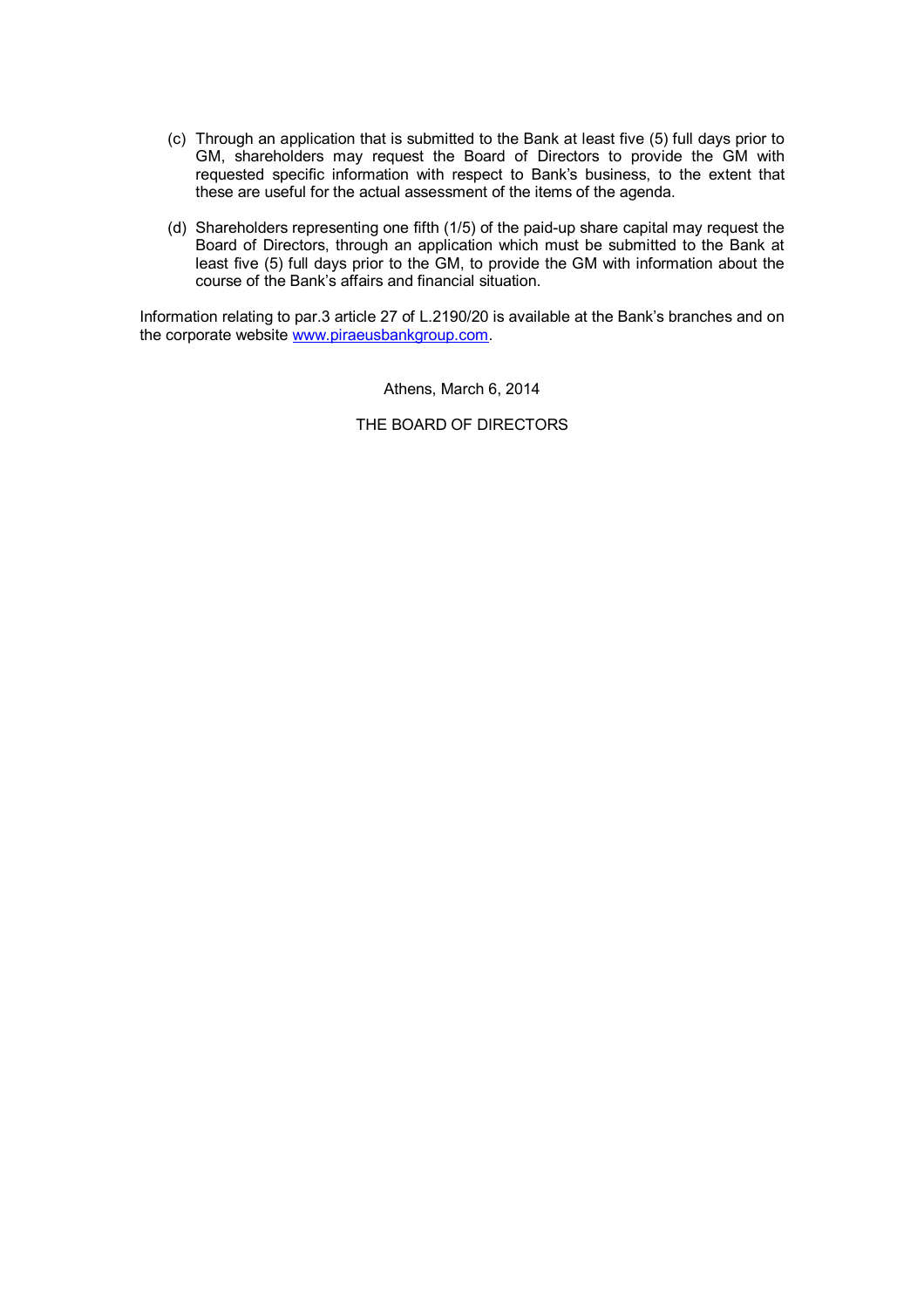(c) Through an application that is submitted to the Bank at least five (5) full days prior to GM, shareholders may request the Board of Directors to provide the GM with requested specific information with respect to Bank's business, to the extent that these are useful for the actual assessment of the items of the agenda.

(d) Shareholders representing one fifth (1/5) of the paid-up share capital may request the Board of Directors, through an application which must be submitted to the Bank at least five (5) full days prior to the GM, to provide the GM with information about the course of the Bank's affairs and financial situation.

Information relating to par.3 article 27 of L.2190/20 is available at the Bank's branches and on the corporate website [www.piraeusbankgroup.com](http://www.piraeusbankgroup.com).

Athens, March 6, 2014

THE BOARD OF DIRECTORS